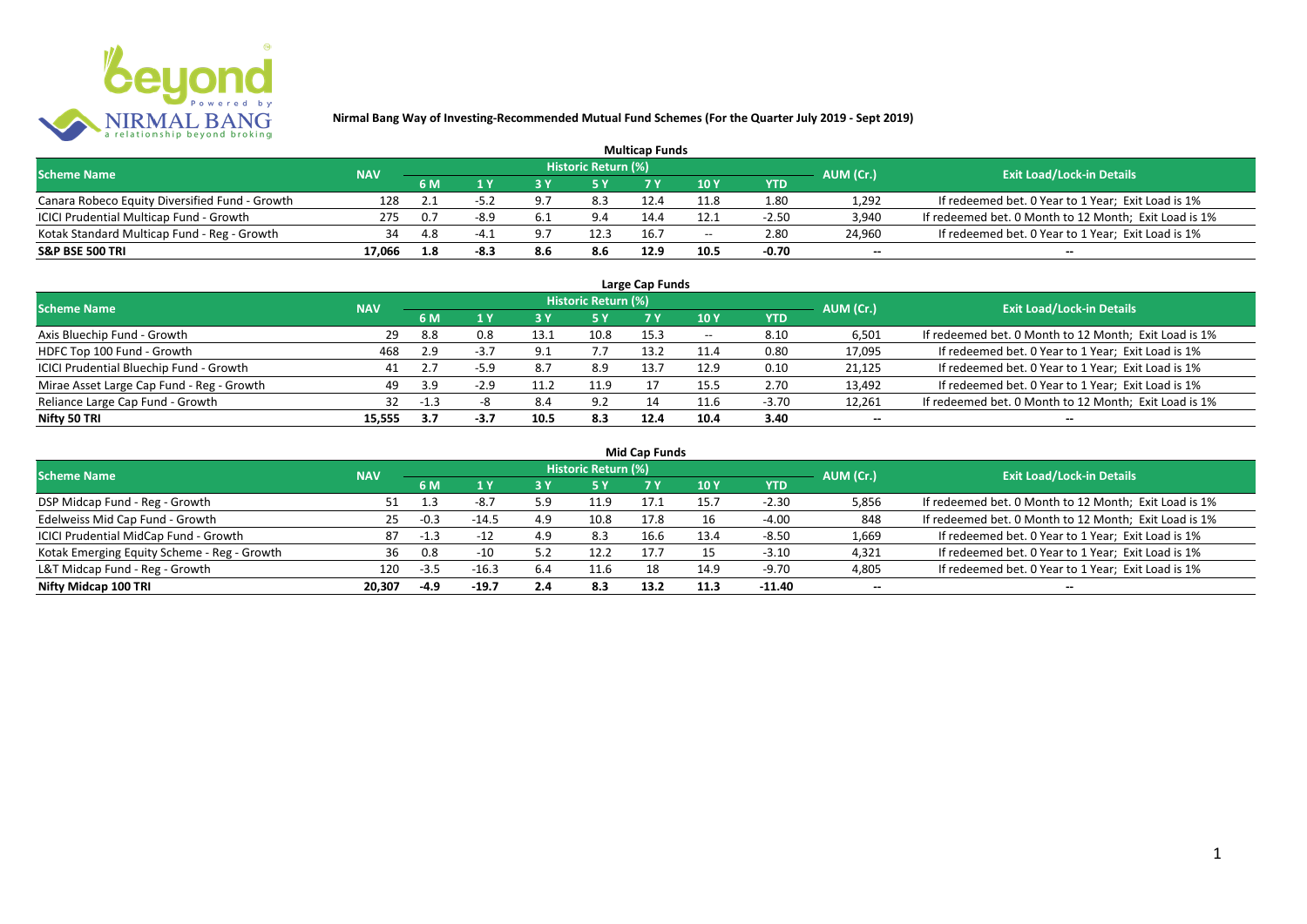**Nirmal Bang Way of Investing-Recommended Mutual Fund Schemes (For the Quarter July 2019 - Sept 2019)**

## Multicap Funds

| Scheme Name | NAV | Historic Return (%) | | | | | | | AUM (Cr.) | Exit Load/Lock-in Details |
|---|---|---|---|---|---|---|---|---|---|---|
| | | 6 M | 1 Y | 3 Y | 5 Y | 7 Y | 10 Y | YTD | | |
| Canara Robeco Equity Diversified Fund - Growth | 128 | 2.1 | -5.2 | 9.7 | 8.3 | 12.4 | 11.8 | 1.80 | 1,292 | If redeemed bet. 0 Year to 1 Year; Exit Load is 1% |
| ICICI Prudential Multicap Fund - Growth | 275 | 0.7 | -8.9 | 6.1 | 9.4 | 14.4 | 12.1 | -2.50 | 3,940 | If redeemed bet. 0 Month to 12 Month; Exit Load is 1% |
| Kotak Standard Multicap Fund - Reg - Growth | 34 | 4.8 | -4.1 | 9.7 | 12.3 | 16.7 | -- | 2.80 | 24,960 | If redeemed bet. 0 Year to 1 Year; Exit Load is 1% |
| **S&P BSE 500 TRI** | **17,066** | **1.8** | **-8.3** | **8.6** | **8.6** | **12.9** | **10.5** | **-0.70** | -- | -- |

## Large Cap Funds

| Scheme Name | NAV | Historic Return (%) | | | | | | | AUM (Cr.) | Exit Load/Lock-in Details |
|---|---|---|---|---|---|---|---|---|---|---|
| | | 6 M | 1 Y | 3 Y | 5 Y | 7 Y | 10 Y | YTD | | |
| Axis Bluechip Fund - Growth | 29 | 8.8 | 0.8 | 13.1 | 10.8 | 15.3 | -- | 8.10 | 6,501 | If redeemed bet. 0 Month to 12 Month; Exit Load is 1% |
| HDFC Top 100 Fund - Growth | 468 | 2.9 | -3.7 | 9.1 | 7.7 | 13.2 | 11.4 | 0.80 | 17,095 | If redeemed bet. 0 Year to 1 Year; Exit Load is 1% |
| ICICI Prudential Bluechip Fund - Growth | 41 | 2.7 | -5.9 | 8.7 | 8.9 | 13.7 | 12.9 | 0.10 | 21,125 | If redeemed bet. 0 Year to 1 Year; Exit Load is 1% |
| Mirae Asset Large Cap Fund - Reg - Growth | 49 | 3.9 | -2.9 | 11.2 | 11.9 | 17 | 15.5 | 2.70 | 13,492 | If redeemed bet. 0 Year to 1 Year; Exit Load is 1% |
| Reliance Large Cap Fund - Growth | 32 | -1.3 | -8 | 8.4 | 9.2 | 14 | 11.6 | -3.70 | 12,261 | If redeemed bet. 0 Month to 12 Month; Exit Load is 1% |
| **Nifty 50 TRI** | **15,555** | **3.7** | **-3.7** | **10.5** | **8.3** | **12.4** | **10.4** | **3.40** | -- | -- |

## Mid Cap Funds

| Scheme Name | NAV | Historic Return (%) | | | | | | | AUM (Cr.) | Exit Load/Lock-in Details |
|---|---|---|---|---|---|---|---|---|---|---|
| | | 6 M | 1 Y | 3 Y | 5 Y | 7 Y | 10 Y | YTD | | |
| DSP Midcap Fund - Reg - Growth | 51 | 1.3 | -8.7 | 5.9 | 11.9 | 17.1 | 15.7 | -2.30 | 5,856 | If redeemed bet. 0 Month to 12 Month; Exit Load is 1% |
| Edelweiss Mid Cap Fund - Growth | 25 | -0.3 | -14.5 | 4.9 | 10.8 | 17.8 | 16 | -4.00 | 848 | If redeemed bet. 0 Month to 12 Month; Exit Load is 1% |
| ICICI Prudential MidCap Fund - Growth | 87 | -1.3 | -12 | 4.9 | 8.3 | 16.6 | 13.4 | -8.50 | 1,669 | If redeemed bet. 0 Year to 1 Year; Exit Load is 1% |
| Kotak Emerging Equity Scheme - Reg - Growth | 36 | 0.8 | -10 | 5.2 | 12.2 | 17.7 | 15 | -3.10 | 4,321 | If redeemed bet. 0 Year to 1 Year; Exit Load is 1% |
| L&T Midcap Fund - Reg - Growth | 120 | -3.5 | -16.3 | 6.4 | 11.6 | 18 | 14.9 | -9.70 | 4,805 | If redeemed bet. 0 Year to 1 Year; Exit Load is 1% |
| **Nifty Midcap 100 TRI** | **20,307** | **-4.9** | **-19.7** | **2.4** | **8.3** | **13.2** | **11.3** | **-11.40** | -- | -- |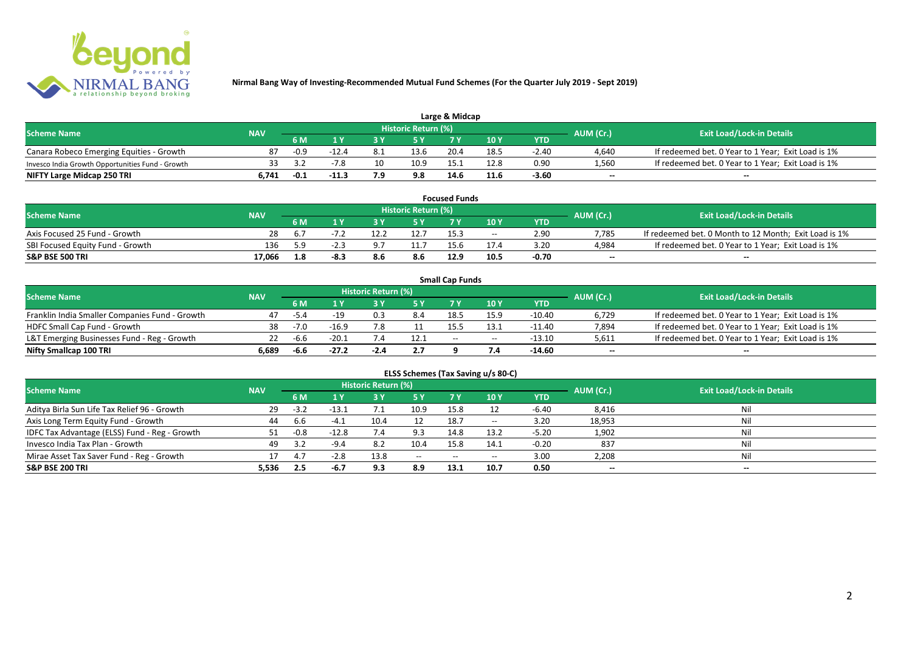## Nirmal Bang Way of Investing-Recommended Mutual Fund Schemes (For the Quarter July 2019 - Sept 2019)

### Large & Midcap

| Scheme Name | NAV | Historic Return (%) | | | | | | | AUM (Cr.) | Exit Load/Lock-in Details |
|---|---|---|---|---|---|---|---|---|---|---|
| | | 6 M | 1 Y | 3 Y | 5 Y | 7 Y | 10 Y | YTD | | |
| Canara Robeco Emerging Equities - Growth | 87 | -0.9 | -12.4 | 8.1 | 13.6 | 20.4 | 18.5 | -2.40 | 4,640 | If redeemed bet. 0 Year to 1 Year; Exit Load is 1% |
| Invesco India Growth Opportunities Fund - Growth | 33 | 3.2 | -7.8 | 10 | 10.9 | 15.1 | 12.8 | 0.90 | 1,560 | If redeemed bet. 0 Year to 1 Year; Exit Load is 1% |
| **NIFTY Large Midcap 250 TRI** | **6,741** | **-0.1** | **-11.3** | **7.9** | **9.8** | **14.6** | **11.6** | **-3.60** | **--** | **--** |

### Focused Funds

| Scheme Name | NAV | Historic Return (%) | | | | | | | AUM (Cr.) | Exit Load/Lock-in Details |
|---|---|---|---|---|---|---|---|---|---|---|
| | | 6 M | 1 Y | 3 Y | 5 Y | 7 Y | 10 Y | YTD | | |
| Axis Focused 25 Fund - Growth | 28 | 6.7 | -7.2 | 12.2 | 12.7 | 15.3 | -- | 2.90 | 7,785 | If redeemed bet. 0 Month to 12 Month; Exit Load is 1% |
| SBI Focused Equity Fund - Growth | 136 | 5.9 | -2.3 | 9.7 | 11.7 | 15.6 | 17.4 | 3.20 | 4,984 | If redeemed bet. 0 Year to 1 Year; Exit Load is 1% |
| **S&P BSE 500 TRI** | **17,066** | **1.8** | **-8.3** | **8.6** | **8.6** | **12.9** | **10.5** | **-0.70** | **--** | **--** |

### Small Cap Funds

| Scheme Name | NAV | Historic Return (%) | | | | | | | AUM (Cr.) | Exit Load/Lock-in Details |
|---|---|---|---|---|---|---|---|---|---|---|
| | | 6 M | 1 Y | 3 Y | 5 Y | 7 Y | 10 Y | YTD | | |
| Franklin India Smaller Companies Fund - Growth | 47 | -5.4 | -19 | 0.3 | 8.4 | 18.5 | 15.9 | -10.40 | 6,729 | If redeemed bet. 0 Year to 1 Year; Exit Load is 1% |
| HDFC Small Cap Fund - Growth | 38 | -7.0 | -16.9 | 7.8 | 11 | 15.5 | 13.1 | -11.40 | 7,894 | If redeemed bet. 0 Year to 1 Year; Exit Load is 1% |
| L&T Emerging Businesses Fund - Reg - Growth | 22 | -6.6 | -20.1 | 7.4 | 12.1 | -- | -- | -13.10 | 5,611 | If redeemed bet. 0 Year to 1 Year; Exit Load is 1% |
| **Nifty Smallcap 100 TRI** | **6,689** | **-6.6** | **-27.2** | **-2.4** | **2.7** | **9** | **7.4** | **-14.60** | **--** | **--** |

### ELSS Schemes (Tax Saving u/s 80-C)

| Scheme Name | NAV | Historic Return (%) | | | | | | | AUM (Cr.) | Exit Load/Lock-in Details |
|---|---|---|---|---|---|---|---|---|---|---|
| | | 6 M | 1 Y | 3 Y | 5 Y | 7 Y | 10 Y | YTD | | |
| Aditya Birla Sun Life Tax Relief 96 - Growth | 29 | -3.2 | -13.1 | 7.1 | 10.9 | 15.8 | 12 | -6.40 | 8,416 | Nil |
| Axis Long Term Equity Fund - Growth | 44 | 6.6 | -4.1 | 10.4 | 12 | 18.7 | -- | 3.20 | 18,953 | Nil |
| IDFC Tax Advantage (ELSS) Fund - Reg - Growth | 51 | -0.8 | -12.8 | 7.4 | 9.3 | 14.8 | 13.2 | -5.20 | 1,902 | Nil |
| Invesco India Tax Plan - Growth | 49 | 3.2 | -9.4 | 8.2 | 10.4 | 15.8 | 14.1 | -0.20 | 837 | Nil |
| Mirae Asset Tax Saver Fund - Reg - Growth | 17 | 4.7 | -2.8 | 13.8 | -- | -- | -- | 3.00 | 2,208 | Nil |
| **S&P BSE 200 TRI** | **5,536** | **2.5** | **-6.7** | **9.3** | **8.9** | **13.1** | **10.7** | **0.50** | **--** | **--** |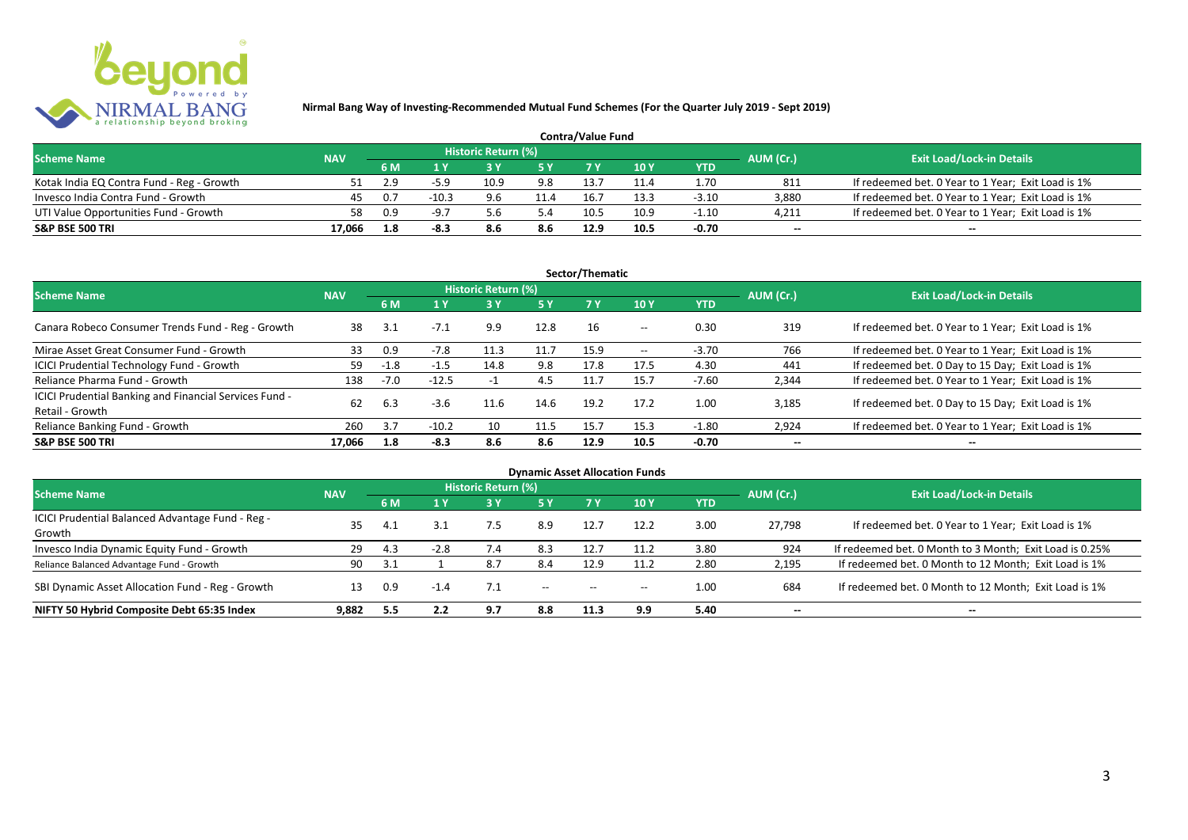## Nirmal Bang Way of Investing-Recommended Mutual Fund Schemes (For the Quarter July 2019 - Sept 2019)

### Contra/Value Fund

| Scheme Name | NAV | Historic Return (%) | | | | | | | AUM (Cr.) | Exit Load/Lock-in Details |
|---|---|---|---|---|---|---|---|---|---|---|
| | | 6 M | 1 Y | 3 Y | 5 Y | 7 Y | 10 Y | YTD | | |
| Kotak India EQ Contra Fund - Reg - Growth | 51 | 2.9 | -5.9 | 10.9 | 9.8 | 13.7 | 11.4 | 1.70 | 811 | If redeemed bet. 0 Year to 1 Year; Exit Load is 1% |
| Invesco India Contra Fund - Growth | 45 | 0.7 | -10.3 | 9.6 | 11.4 | 16.7 | 13.3 | -3.10 | 3,880 | If redeemed bet. 0 Year to 1 Year; Exit Load is 1% |
| UTI Value Opportunities Fund - Growth | 58 | 0.9 | -9.7 | 5.6 | 5.4 | 10.5 | 10.9 | -1.10 | 4,211 | If redeemed bet. 0 Year to 1 Year; Exit Load is 1% |
| **S&P BSE 500 TRI** | **17,066** | **1.8** | **-8.3** | **8.6** | **8.6** | **12.9** | **10.5** | **-0.70** | **--** | **--** |

### Sector/Thematic

| Scheme Name | NAV | Historic Return (%) | | | | | | | AUM (Cr.) | Exit Load/Lock-in Details |
|---|---|---|---|---|---|---|---|---|---|---|
| | | 6 M | 1 Y | 3 Y | 5 Y | 7 Y | 10 Y | YTD | | |
| Canara Robeco Consumer Trends Fund - Reg - Growth | 38 | 3.1 | -7.1 | 9.9 | 12.8 | 16 | -- | 0.30 | 319 | If redeemed bet. 0 Year to 1 Year; Exit Load is 1% |
| Mirae Asset Great Consumer Fund - Growth | 33 | 0.9 | -7.8 | 11.3 | 11.7 | 15.9 | -- | -3.70 | 766 | If redeemed bet. 0 Year to 1 Year; Exit Load is 1% |
| ICICI Prudential Technology Fund - Growth | 59 | -1.8 | -1.5 | 14.8 | 9.8 | 17.8 | 17.5 | 4.30 | 441 | If redeemed bet. 0 Day to 15 Day; Exit Load is 1% |
| Reliance Pharma Fund - Growth | 138 | -7.0 | -12.5 | -1 | 4.5 | 11.7 | 15.7 | -7.60 | 2,344 | If redeemed bet. 0 Year to 1 Year; Exit Load is 1% |
| ICICI Prudential Banking and Financial Services Fund - Retail - Growth | 62 | 6.3 | -3.6 | 11.6 | 14.6 | 19.2 | 17.2 | 1.00 | 3,185 | If redeemed bet. 0 Day to 15 Day; Exit Load is 1% |
| Reliance Banking Fund - Growth | 260 | 3.7 | -10.2 | 10 | 11.5 | 15.7 | 15.3 | -1.80 | 2,924 | If redeemed bet. 0 Year to 1 Year; Exit Load is 1% |
| **S&P BSE 500 TRI** | **17,066** | **1.8** | **-8.3** | **8.6** | **8.6** | **12.9** | **10.5** | **-0.70** | **--** | **--** |

### Dynamic Asset Allocation Funds

| Scheme Name | NAV | Historic Return (%) | | | | | | | AUM (Cr.) | Exit Load/Lock-in Details |
|---|---|---|---|---|---|---|---|---|---|---|
| | | 6 M | 1 Y | 3 Y | 5 Y | 7 Y | 10 Y | YTD | | |
| ICICI Prudential Balanced Advantage Fund - Reg - Growth | 35 | 4.1 | 3.1 | 7.5 | 8.9 | 12.7 | 12.2 | 3.00 | 27,798 | If redeemed bet. 0 Year to 1 Year; Exit Load is 1% |
| Invesco India Dynamic Equity Fund - Growth | 29 | 4.3 | -2.8 | 7.4 | 8.3 | 12.7 | 11.2 | 3.80 | 924 | If redeemed bet. 0 Month to 3 Month; Exit Load is 0.25% |
| Reliance Balanced Advantage Fund - Growth | 90 | 3.1 | 1 | 8.7 | 8.4 | 12.9 | 11.2 | 2.80 | 2,195 | If redeemed bet. 0 Month to 12 Month; Exit Load is 1% |
| SBI Dynamic Asset Allocation Fund - Reg - Growth | 13 | 0.9 | -1.4 | 7.1 | -- | -- | -- | 1.00 | 684 | If redeemed bet. 0 Month to 12 Month; Exit Load is 1% |
| **NIFTY 50 Hybrid Composite Debt 65:35 Index** | **9,882** | **5.5** | **2.2** | **9.7** | **8.8** | **11.3** | **9.9** | **5.40** | **--** | **--** |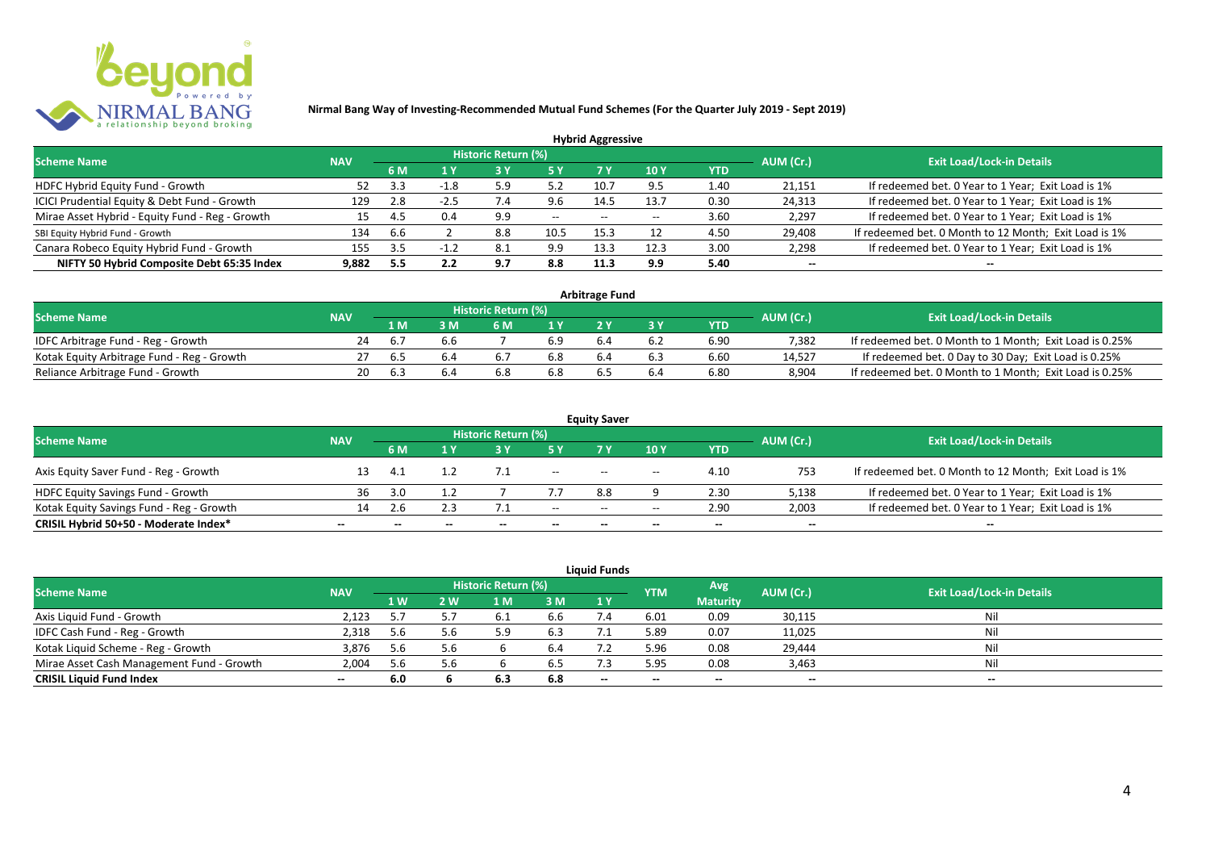**Nirmal Bang Way of Investing-Recommended Mutual Fund Schemes (For the Quarter July 2019 - Sept 2019)**

## Hybrid Aggressive

| Scheme Name | NAV | Historic Return (%) | | | | | | | AUM (Cr.) | Exit Load/Lock-in Details |
|---|---|---|---|---|---|---|---|---|---|---|
| | | 6 M | 1 Y | 3 Y | 5 Y | 7 Y | 10 Y | YTD | | |
| HDFC Hybrid Equity Fund - Growth | 52 | 3.3 | -1.8 | 5.9 | 5.2 | 10.7 | 9.5 | 1.40 | 21,151 | If redeemed bet. 0 Year to 1 Year; Exit Load is 1% |
| ICICI Prudential Equity & Debt Fund - Growth | 129 | 2.8 | -2.5 | 7.4 | 9.6 | 14.5 | 13.7 | 0.30 | 24,313 | If redeemed bet. 0 Year to 1 Year; Exit Load is 1% |
| Mirae Asset Hybrid - Equity Fund - Reg - Growth | 15 | 4.5 | 0.4 | 9.9 | -- | -- | -- | 3.60 | 2,297 | If redeemed bet. 0 Year to 1 Year; Exit Load is 1% |
| SBI Equity Hybrid Fund - Growth | 134 | 6.6 | 2 | 8.8 | 10.5 | 15.3 | 12 | 4.50 | 29,408 | If redeemed bet. 0 Month to 12 Month; Exit Load is 1% |
| Canara Robeco Equity Hybrid Fund - Growth | 155 | 3.5 | -1.2 | 8.1 | 9.9 | 13.3 | 12.3 | 3.00 | 2,298 | If redeemed bet. 0 Year to 1 Year; Exit Load is 1% |
| **NIFTY 50 Hybrid Composite Debt 65:35 Index** | **9,882** | **5.5** | **2.2** | **9.7** | **8.8** | **11.3** | **9.9** | **5.40** | **--** | **--** |

## Arbitrage Fund

| Scheme Name | NAV | Historic Return (%) | | | | | | | AUM (Cr.) | Exit Load/Lock-in Details |
|---|---|---|---|---|---|---|---|---|---|---|
| | | 1 M | 3 M | 6 M | 1 Y | 2 Y | 3 Y | YTD | | |
| IDFC Arbitrage Fund - Reg - Growth | 24 | 6.7 | 6.6 | 7 | 6.9 | 6.4 | 6.2 | 6.90 | 7,382 | If redeemed bet. 0 Month to 1 Month; Exit Load is 0.25% |
| Kotak Equity Arbitrage Fund - Reg - Growth | 27 | 6.5 | 6.4 | 6.7 | 6.8 | 6.4 | 6.3 | 6.60 | 14,527 | If redeemed bet. 0 Day to 30 Day; Exit Load is 0.25% |
| Reliance Arbitrage Fund - Growth | 20 | 6.3 | 6.4 | 6.8 | 6.8 | 6.5 | 6.4 | 6.80 | 8,904 | If redeemed bet. 0 Month to 1 Month; Exit Load is 0.25% |

## Equity Saver

| Scheme Name | NAV | Historic Return (%) | | | | | | | AUM (Cr.) | Exit Load/Lock-in Details |
|---|---|---|---|---|---|---|---|---|---|---|
| | | 6 M | 1 Y | 3 Y | 5 Y | 7 Y | 10 Y | YTD | | |
| Axis Equity Saver Fund - Reg - Growth | 13 | 4.1 | 1.2 | 7.1 | -- | -- | -- | 4.10 | 753 | If redeemed bet. 0 Month to 12 Month; Exit Load is 1% |
| HDFC Equity Savings Fund - Growth | 36 | 3.0 | 1.2 | 7 | 7.7 | 8.8 | 9 | 2.30 | 5,138 | If redeemed bet. 0 Year to 1 Year; Exit Load is 1% |
| Kotak Equity Savings Fund - Reg - Growth | 14 | 2.6 | 2.3 | 7.1 | -- | -- | -- | 2.90 | 2,003 | If redeemed bet. 0 Year to 1 Year; Exit Load is 1% |
| **CRISIL Hybrid 50+50 - Moderate Index*** | **--** | **--** | **--** | **--** | **--** | **--** | **--** | **--** | **--** | **--** |

## Liquid Funds

| Scheme Name | NAV | Historic Return (%) | | | | | YTM | Avg Maturity | AUM (Cr.) | Exit Load/Lock-in Details |
|---|---|---|---|---|---|---|---|---|---|---|
| | | 1 W | 2 W | 1 M | 3 M | 1 Y | | | | |
| Axis Liquid Fund - Growth | 2,123 | 5.7 | 5.7 | 6.1 | 6.6 | 7.4 | 6.01 | 0.09 | 30,115 | Nil |
| IDFC Cash Fund - Reg - Growth | 2,318 | 5.6 | 5.6 | 5.9 | 6.3 | 7.1 | 5.89 | 0.07 | 11,025 | Nil |
| Kotak Liquid Scheme - Reg - Growth | 3,876 | 5.6 | 5.6 | 6 | 6.4 | 7.2 | 5.96 | 0.08 | 29,444 | Nil |
| Mirae Asset Cash Management Fund - Growth | 2,004 | 5.6 | 5.6 | 6 | 6.5 | 7.3 | 5.95 | 0.08 | 3,463 | Nil |
| **CRISIL Liquid Fund Index** | **--** | **6.0** | **6** | **6.3** | **6.8** | **--** | **--** | **--** | **--** | **--** |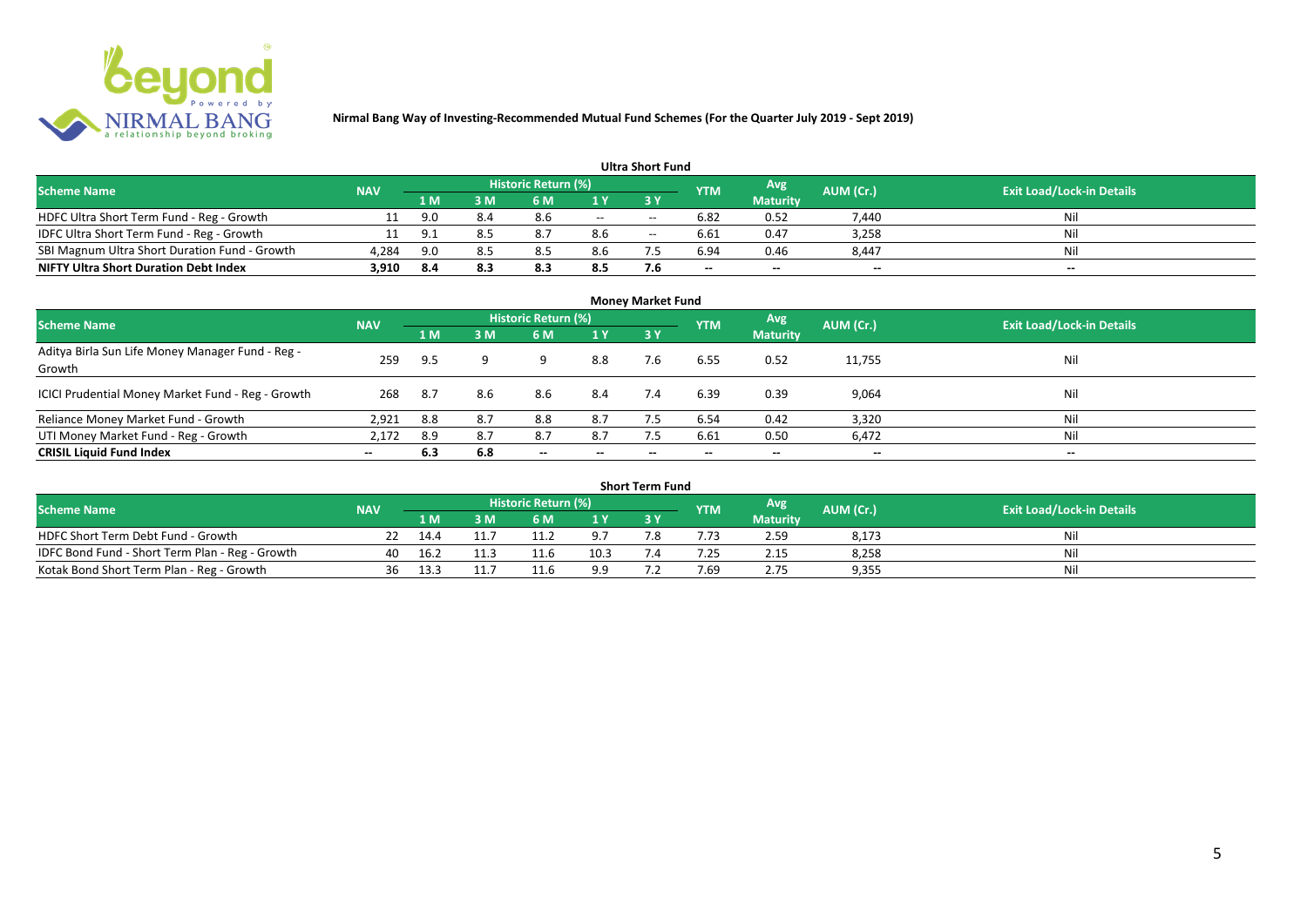**Nirmal Bang Way of Investing-Recommended Mutual Fund Schemes (For the Quarter July 2019 - Sept 2019)**

### Ultra Short Fund

| Scheme Name | NAV | Historic Return (%) | | | | | YTM | Avg Maturity | AUM (Cr.) | Exit Load/Lock-in Details |
|---|---|---|---|---|---|---|---|---|---|---|
| | | 1 M | 3 M | 6 M | 1 Y | 3 Y | | | | |
| HDFC Ultra Short Term Fund - Reg - Growth | 11 | 9.0 | 8.4 | 8.6 | -- | -- | 6.82 | 0.52 | 7,440 | Nil |
| IDFC Ultra Short Term Fund - Reg - Growth | 11 | 9.1 | 8.5 | 8.7 | 8.6 | -- | 6.61 | 0.47 | 3,258 | Nil |
| SBI Magnum Ultra Short Duration Fund - Growth | 4,284 | 9.0 | 8.5 | 8.5 | 8.6 | 7.5 | 6.94 | 0.46 | 8,447 | Nil |
| **NIFTY Ultra Short Duration Debt Index** | **3,910** | **8.4** | **8.3** | **8.3** | **8.5** | **7.6** | **--** | **--** | **--** | **--** |

### Money Market Fund

| Scheme Name | NAV | Historic Return (%) | | | | | YTM | Avg Maturity | AUM (Cr.) | Exit Load/Lock-in Details |
|---|---|---|---|---|---|---|---|---|---|---|
| | | 1 M | 3 M | 6 M | 1 Y | 3 Y | | | | |
| Aditya Birla Sun Life Money Manager Fund - Reg - Growth | 259 | 9.5 | 9 | 9 | 8.8 | 7.6 | 6.55 | 0.52 | 11,755 | Nil |
| ICICI Prudential Money Market Fund - Reg - Growth | 268 | 8.7 | 8.6 | 8.6 | 8.4 | 7.4 | 6.39 | 0.39 | 9,064 | Nil |
| Reliance Money Market Fund - Growth | 2,921 | 8.8 | 8.7 | 8.8 | 8.7 | 7.5 | 6.54 | 0.42 | 3,320 | Nil |
| UTI Money Market Fund - Reg - Growth | 2,172 | 8.9 | 8.7 | 8.7 | 8.7 | 7.5 | 6.61 | 0.50 | 6,472 | Nil |
| **CRISIL Liquid Fund Index** | **--** | **6.3** | **6.8** | **--** | **--** | **--** | **--** | **--** | **--** | **--** |

### Short Term Fund

| Scheme Name | NAV | Historic Return (%) | | | | | YTM | Avg Maturity | AUM (Cr.) | Exit Load/Lock-in Details |
|---|---|---|---|---|---|---|---|---|---|---|
| | | 1 M | 3 M | 6 M | 1 Y | 3 Y | | | | |
| HDFC Short Term Debt Fund - Growth | 22 | 14.4 | 11.7 | 11.2 | 9.7 | 7.8 | 7.73 | 2.59 | 8,173 | Nil |
| IDFC Bond Fund - Short Term Plan - Reg - Growth | 40 | 16.2 | 11.3 | 11.6 | 10.3 | 7.4 | 7.25 | 2.15 | 8,258 | Nil |
| Kotak Bond Short Term Plan - Reg - Growth | 36 | 13.3 | 11.7 | 11.6 | 9.9 | 7.2 | 7.69 | 2.75 | 9,355 | Nil |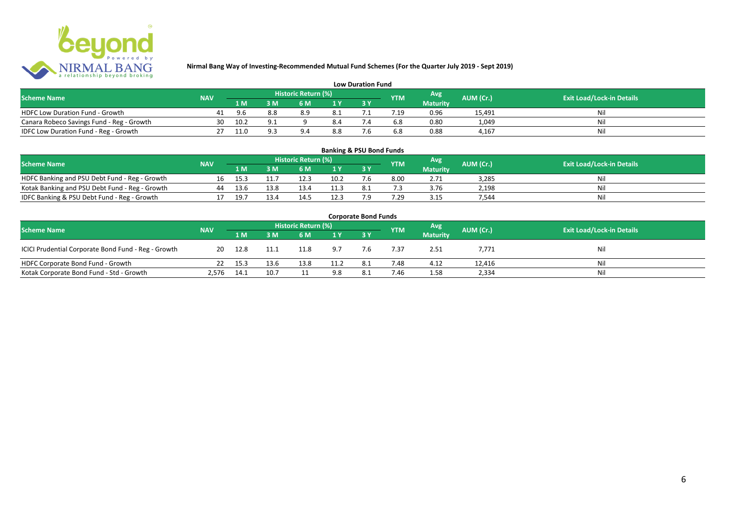**Nirmal Bang Way of Investing-Recommended Mutual Fund Schemes (For the Quarter July 2019 - Sept 2019)**

### Low Duration Fund

| Scheme Name | NAV | Historic Return (%) | | | | | YTM | Avg Maturity | AUM (Cr.) | Exit Load/Lock-in Details |
|---|---|---|---|---|---|---|---|---|---|---|
| | | 1 M | 3 M | 6 M | 1 Y | 3 Y | | | | |
| HDFC Low Duration Fund - Growth | 41 | 9.6 | 8.8 | 8.9 | 8.1 | 7.1 | 7.19 | 0.96 | 15,491 | Nil |
| Canara Robeco Savings Fund - Reg - Growth | 30 | 10.2 | 9.1 | 9 | 8.4 | 7.4 | 6.8 | 0.80 | 1,049 | Nil |
| IDFC Low Duration Fund - Reg - Growth | 27 | 11.0 | 9.3 | 9.4 | 8.8 | 7.6 | 6.8 | 0.88 | 4,167 | Nil |

### Banking & PSU Bond Funds

| Scheme Name | NAV | Historic Return (%) | | | | | YTM | Avg Maturity | AUM (Cr.) | Exit Load/Lock-in Details |
|---|---|---|---|---|---|---|---|---|---|---|
| | | 1 M | 3 M | 6 M | 1 Y | 3 Y | | | | |
| HDFC Banking and PSU Debt Fund - Reg - Growth | 16 | 15.3 | 11.7 | 12.3 | 10.2 | 7.6 | 8.00 | 2.71 | 3,285 | Nil |
| Kotak Banking and PSU Debt Fund - Reg - Growth | 44 | 13.6 | 13.8 | 13.4 | 11.3 | 8.1 | 7.3 | 3.76 | 2,198 | Nil |
| IDFC Banking & PSU Debt Fund - Reg - Growth | 17 | 19.7 | 13.4 | 14.5 | 12.3 | 7.9 | 7.29 | 3.15 | 7,544 | Nil |

### Corporate Bond Funds

| Scheme Name | NAV | Historic Return (%) | | | | | YTM | Avg Maturity | AUM (Cr.) | Exit Load/Lock-in Details |
|---|---|---|---|---|---|---|---|---|---|---|
| | | 1 M | 3 M | 6 M | 1 Y | 3 Y | | | | |
| ICICI Prudential Corporate Bond Fund - Reg - Growth | 20 | 12.8 | 11.1 | 11.8 | 9.7 | 7.6 | 7.37 | 2.51 | 7,771 | Nil |
| HDFC Corporate Bond Fund - Growth | 22 | 15.3 | 13.6 | 13.8 | 11.2 | 8.1 | 7.48 | 4.12 | 12,416 | Nil |
| Kotak Corporate Bond Fund - Std - Growth | 2,576 | 14.1 | 10.7 | 11 | 9.8 | 8.1 | 7.46 | 1.58 | 2,334 | Nil |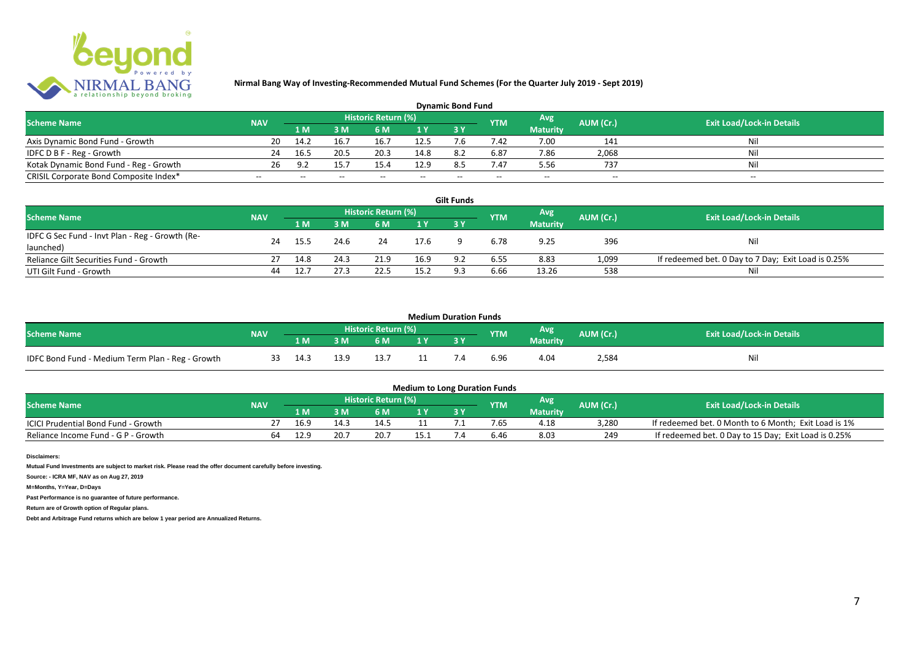# Nirmal Bang Way of Investing-Recommended Mutual Fund Schemes (For the Quarter July 2019 - Sept 2019)

## Dynamic Bond Fund

| Scheme Name | NAV | Historic Return (%) | | | | | YTM | Avg Maturity | AUM (Cr.) | Exit Load/Lock-in Details |
|---|---|---|---|---|---|---|---|---|---|---|
| | | 1 M | 3 M | 6 M | 1 Y | 3 Y | | | | |
| Axis Dynamic Bond Fund - Growth | 20 | 14.2 | 16.7 | 16.7 | 12.5 | 7.6 | 7.42 | 7.00 | 141 | Nil |
| IDFC D B F - Reg - Growth | 24 | 16.5 | 20.5 | 20.3 | 14.8 | 8.2 | 6.87 | 7.86 | 2,068 | Nil |
| Kotak Dynamic Bond Fund - Reg - Growth | 26 | 9.2 | 15.7 | 15.4 | 12.9 | 8.5 | 7.47 | 5.56 | 737 | Nil |
| CRISIL Corporate Bond Composite Index* | -- | -- | -- | -- | -- | -- | -- | -- | -- | -- |

## Gilt Funds

| Scheme Name | NAV | Historic Return (%) | | | | | YTM | Avg Maturity | AUM (Cr.) | Exit Load/Lock-in Details |
|---|---|---|---|---|---|---|---|---|---|---|
| | | 1 M | 3 M | 6 M | 1 Y | 3 Y | | | | |
| IDFC G Sec Fund - Invt Plan - Reg - Growth (Re-launched) | 24 | 15.5 | 24.6 | 24 | 17.6 | 9 | 6.78 | 9.25 | 396 | Nil |
| Reliance Gilt Securities Fund - Growth | 27 | 14.8 | 24.3 | 21.9 | 16.9 | 9.2 | 6.55 | 8.83 | 1,099 | If redeemed bet. 0 Day to 7 Day; Exit Load is 0.25% |
| UTI Gilt Fund - Growth | 44 | 12.7 | 27.3 | 22.5 | 15.2 | 9.3 | 6.66 | 13.26 | 538 | Nil |

## Medium Duration Funds

| Scheme Name | NAV | Historic Return (%) | | | | | YTM | Avg Maturity | AUM (Cr.) | Exit Load/Lock-in Details |
|---|---|---|---|---|---|---|---|---|---|---|
| | | 1 M | 3 M | 6 M | 1 Y | 3 Y | | | | |
| IDFC Bond Fund - Medium Term Plan - Reg - Growth | 33 | 14.3 | 13.9 | 13.7 | 11 | 7.4 | 6.96 | 4.04 | 2,584 | Nil |

## Medium to Long Duration Funds

| Scheme Name | NAV | Historic Return (%) | | | | | YTM | Avg Maturity | AUM (Cr.) | Exit Load/Lock-in Details |
|---|---|---|---|---|---|---|---|---|---|---|
| | | 1 M | 3 M | 6 M | 1 Y | 3 Y | | | | |
| ICICI Prudential Bond Fund - Growth | 27 | 16.9 | 14.3 | 14.5 | 11 | 7.1 | 7.65 | 4.18 | 3,280 | If redeemed bet. 0 Month to 6 Month; Exit Load is 1% |
| Reliance Income Fund - G P - Growth | 64 | 12.9 | 20.7 | 20.7 | 15.1 | 7.4 | 6.46 | 8.03 | 249 | If redeemed bet. 0 Day to 15 Day; Exit Load is 0.25% |

**Disclaimers:**

**Mutual Fund Investments are subject to market risk. Please read the offer document carefully before investing.**

**Source: - ICRA MF, NAV as on Aug 27, 2019**

**M=Months, Y=Year, D=Days**

**Past Performance is no guarantee of future performance.**

**Return are of Growth option of Regular plans.**

**Debt and Arbitrage Fund returns which are below 1 year period are Annualized Returns.**